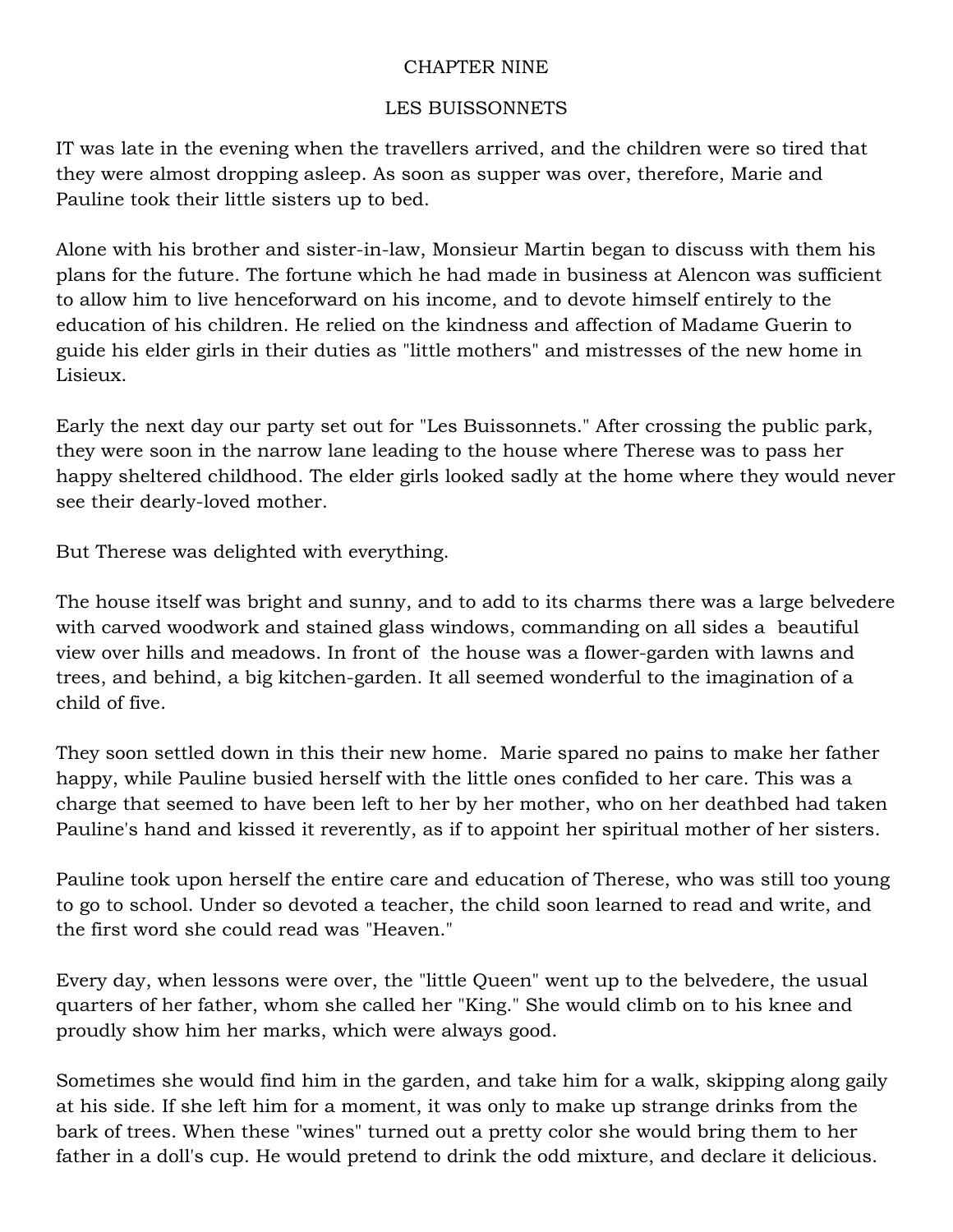# CHAPTER NINE

## LES BUISSONNETS

IT was late in the evening when the travellers arrived, and the children were so tired that they were almost dropping asleep. As soon as supper was over, therefore, Marie and Pauline took their little sisters up to bed.

Alone with his brother and sister-in-law, Monsieur Martin began to discuss with them his plans for the future. The fortune which he had made in business at Alencon was sufficient to allow him to live henceforward on his income, and to devote himself entirely to the education of his children. He relied on the kindness and affection of Madame Guerin to guide his elder girls in their duties as "little mothers" and mistresses of the new home in Lisieux.

Early the next day our party set out for "Les Buissonnets." After crossing the public park, they were soon in the narrow lane leading to the house where Therese was to pass her happy sheltered childhood. The elder girls looked sadly at the home where they would never see their dearly-loved mother.

But Therese was delighted with everything.

The house itself was bright and sunny, and to add to its charms there was a large belvedere with carved woodwork and stained glass windows, commanding on all sides a beautiful view over hills and meadows. In front of the house was a flower-garden with lawns and trees, and behind, a big kitchen-garden. It all seemed wonderful to the imagination of a child of five.

They soon settled down in this their new home. Marie spared no pains to make her father happy, while Pauline busied herself with the little ones confided to her care. This was a charge that seemed to have been left to her by her mother, who on her deathbed had taken Pauline's hand and kissed it reverently, as if to appoint her spiritual mother of her sisters.

Pauline took upon herself the entire care and education of Therese, who was still too young to go to school. Under so devoted a teacher, the child soon learned to read and write, and the first word she could read was "Heaven."

Every day, when lessons were over, the "little Queen" went up to the belvedere, the usual quarters of her father, whom she called her "King." She would climb on to his knee and proudly show him her marks, which were always good.

Sometimes she would find him in the garden, and take him for a walk, skipping along gaily at his side. If she left him for a moment, it was only to make up strange drinks from the bark of trees. When these "wines" turned out a pretty color she would bring them to her father in a doll's cup. He would pretend to drink the odd mixture, and declare it delicious.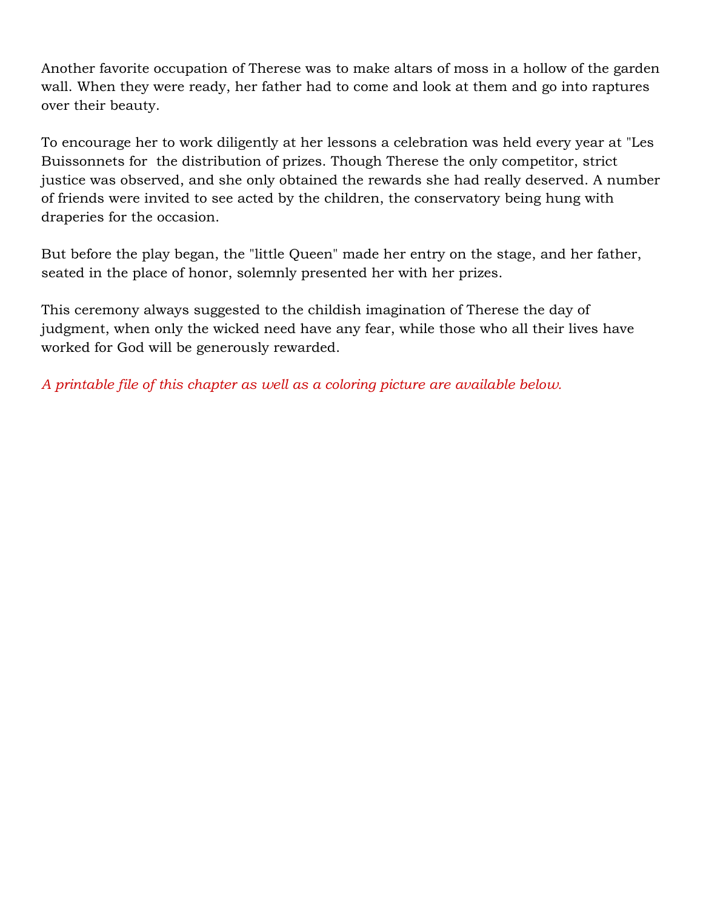Another favorite occupation of Therese was to make altars of moss in a hollow of the garden wall. When they were ready, her father had to come and look at them and go into raptures over their beauty.

To encourage her to work diligently at her lessons a celebration was held every year at "Les Buissonnets for  the distribution of prizes. Though Therese the only competitor, strict justice was observed, and she only obtained the rewards she had really deserved. A number of friends were invited to see acted by the children, the conservatory being hung with draperies for the occasion.

But before the play began, the "little Queen" made her entry on the stage, and her father, seated in the place of honor, solemnly presented her with her prizes.

This ceremony always suggested to the childish imagination of Therese the day of judgment, when only the wicked need have any fear, while those who all their lives have worked for God will be generously rewarded.

*A printable file of this chapter as well as a coloring picture are available below.*